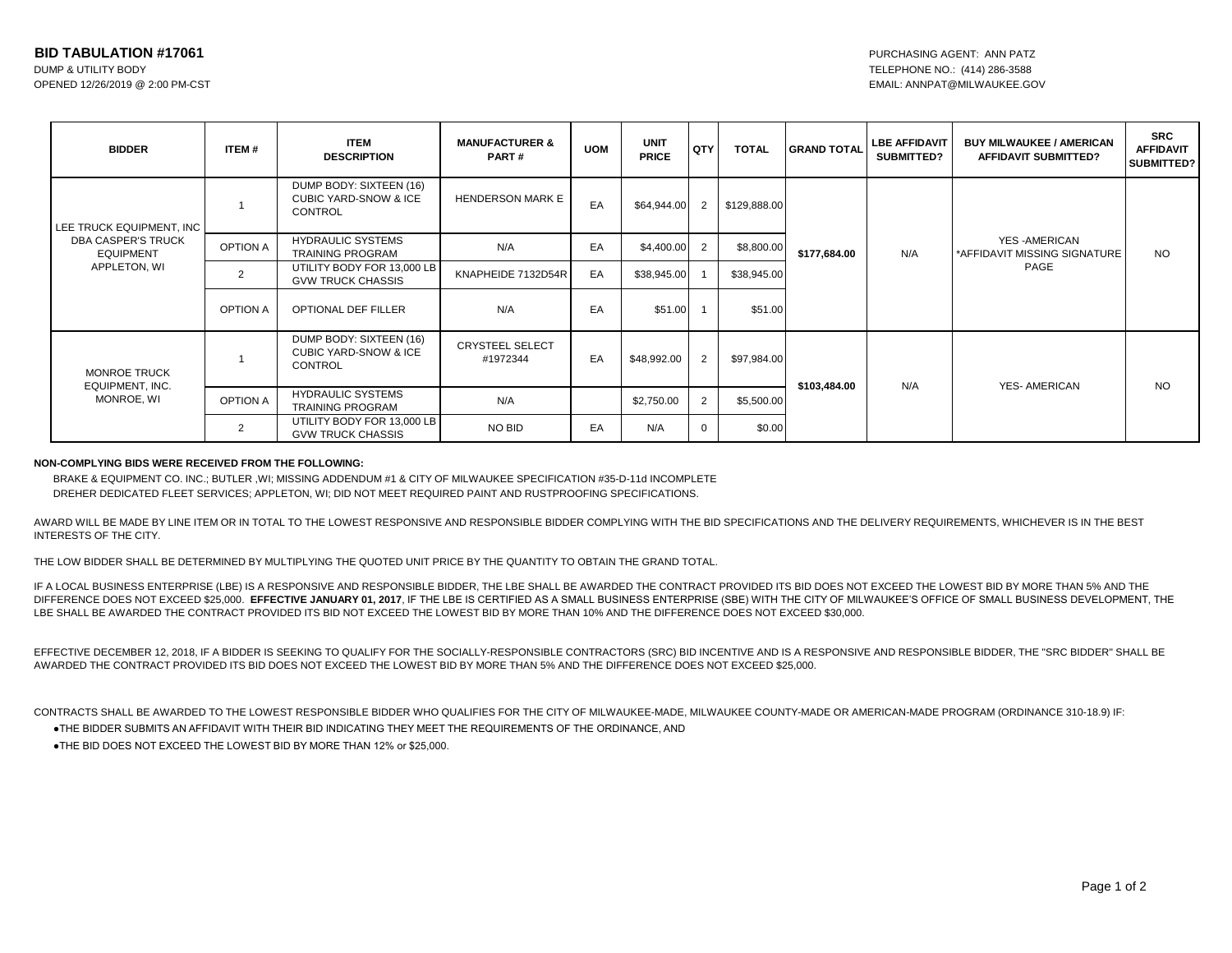# BID TABULATION #17061

DUMP & UTILITY BODY
OPENED 12/26/2019 @ 2:00 PM-CST

PURCHASING AGENT: ANN PATZ
TELEPHONE NO.: (414) 286-3588
EMAIL: ANNPAT@MILWAUKEE.GOV

| BIDDER | ITEM # | ITEM DESCRIPTION | MANUFACTURER & PART # | UOM | UNIT PRICE | QTY | TOTAL | GRAND TOTAL | LBE AFFIDAVIT SUBMITTED? | BUY MILWAUKEE / AMERICAN AFFIDAVIT SUBMITTED? | SRC AFFIDAVIT SUBMITTED? |
|---|---|---|---|---|---|---|---|---|---|---|---|
| LEE TRUCK EQUIPMENT, INC DBA CASPER'S TRUCK EQUIPMENT APPLETON, WI | 1 | DUMP BODY: SIXTEEN (16) CUBIC YARD-SNOW & ICE CONTROL | HENDERSON MARK E | EA | $64,944.00 | 2 | $129,888.00 | $177,684.00 | N/A | YES -AMERICAN *AFFIDAVIT MISSING SIGNATURE PAGE | NO |
| | OPTION A | HYDRAULIC SYSTEMS TRAINING PROGRAM | N/A | EA | $4,400.00 | 2 | $8,800.00 | | | | |
| | 2 | UTILITY BODY FOR 13,000 LB GVW TRUCK CHASSIS | KNAPHEIDE 7132D54R | EA | $38,945.00 | 1 | $38,945.00 | | | | |
| | OPTION A | OPTIONAL DEF FILLER | N/A | EA | $51.00 | 1 | $51.00 | | | | |
| MONROE TRUCK EQUIPMENT, INC. MONROE, WI | 1 | DUMP BODY: SIXTEEN (16) CUBIC YARD-SNOW & ICE CONTROL | CRYSTEEL SELECT #1972344 | EA | $48,992.00 | 2 | $97,984.00 | $103,484.00 | N/A | YES- AMERICAN | NO |
| | OPTION A | HYDRAULIC SYSTEMS TRAINING PROGRAM | N/A | | $2,750.00 | 2 | $5,500.00 | | | | |
| | 2 | UTILITY BODY FOR 13,000 LB GVW TRUCK CHASSIS | NO BID | EA | N/A | 0 | $0.00 | | | | |

**NON-COMPLYING BIDS WERE RECEIVED FROM THE FOLLOWING:**

BRAKE & EQUIPMENT CO. INC.; BUTLER ,WI; MISSING ADDENDUM #1 & CITY OF MILWAUKEE SPECIFICATION #35-D-11d INCOMPLETE
DREHER DEDICATED FLEET SERVICES; APPLETON, WI; DID NOT MEET REQUIRED PAINT AND RUSTPROOFING SPECIFICATIONS.

AWARD WILL BE MADE BY LINE ITEM OR IN TOTAL TO THE LOWEST RESPONSIVE AND RESPONSIBLE BIDDER COMPLYING WITH THE BID SPECIFICATIONS AND THE DELIVERY REQUIREMENTS, WHICHEVER IS IN THE BEST INTERESTS OF THE CITY.

THE LOW BIDDER SHALL BE DETERMINED BY MULTIPLYING THE QUOTED UNIT PRICE BY THE QUANTITY TO OBTAIN THE GRAND TOTAL.

IF A LOCAL BUSINESS ENTERPRISE (LBE) IS A RESPONSIVE AND RESPONSIBLE BIDDER, THE LBE SHALL BE AWARDED THE CONTRACT PROVIDED ITS BID DOES NOT EXCEED THE LOWEST BID BY MORE THAN 5% AND THE DIFFERENCE DOES NOT EXCEED $25,000. **EFFECTIVE JANUARY 01, 2017**, IF THE LBE IS CERTIFIED AS A SMALL BUSINESS ENTERPRISE (SBE) WITH THE CITY OF MILWAUKEE'S OFFICE OF SMALL BUSINESS DEVELOPMENT, THE LBE SHALL BE AWARDED THE CONTRACT PROVIDED ITS BID NOT EXCEED THE LOWEST BID BY MORE THAN 10% AND THE DIFFERENCE DOES NOT EXCEED $30,000.

EFFECTIVE DECEMBER 12, 2018, IF A BIDDER IS SEEKING TO QUALIFY FOR THE SOCIALLY-RESPONSIBLE CONTRACTORS (SRC) BID INCENTIVE AND IS A RESPONSIVE AND RESPONSIBLE BIDDER, THE "SRC BIDDER" SHALL BE AWARDED THE CONTRACT PROVIDED ITS BID DOES NOT EXCEED THE LOWEST BID BY MORE THAN 5% AND THE DIFFERENCE DOES NOT EXCEED $25,000.

CONTRACTS SHALL BE AWARDED TO THE LOWEST RESPONSIBLE BIDDER WHO QUALIFIES FOR THE CITY OF MILWAUKEE-MADE, MILWAUKEE COUNTY-MADE OR AMERICAN-MADE PROGRAM (ORDINANCE 310-18.9) IF:

- THE BIDDER SUBMITS AN AFFIDAVIT WITH THEIR BID INDICATING THEY MEET THE REQUIREMENTS OF THE ORDINANCE, AND
- THE BID DOES NOT EXCEED THE LOWEST BID BY MORE THAN 12% or $25,000.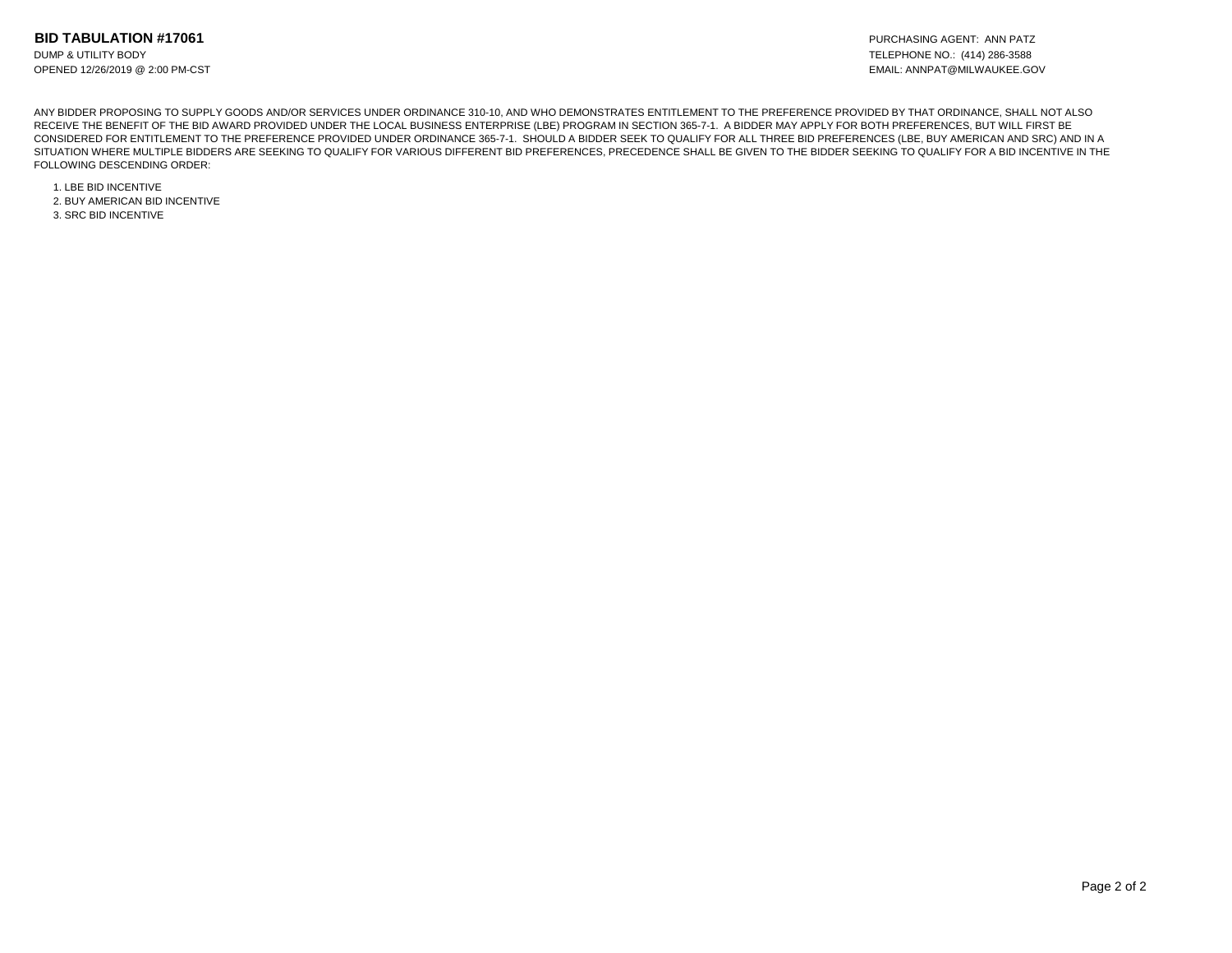**BID TABULATION #17061**

DUMP & UTILITY BODY

OPENED 12/26/2019 @ 2:00 PM-CST

PURCHASING AGENT: ANN PATZ

TELEPHONE NO.: (414) 286-3588

EMAIL: ANNPAT@MILWAUKEE.GOV

ANY BIDDER PROPOSING TO SUPPLY GOODS AND/OR SERVICES UNDER ORDINANCE 310-10, AND WHO DEMONSTRATES ENTITLEMENT TO THE PREFERENCE PROVIDED BY THAT ORDINANCE, SHALL NOT ALSO RECEIVE THE BENEFIT OF THE BID AWARD PROVIDED UNDER THE LOCAL BUSINESS ENTERPRISE (LBE) PROGRAM IN SECTION 365-7-1. A BIDDER MAY APPLY FOR BOTH PREFERENCES, BUT WILL FIRST BE CONSIDERED FOR ENTITLEMENT TO THE PREFERENCE PROVIDED UNDER ORDINANCE 365-7-1. SHOULD A BIDDER SEEK TO QUALIFY FOR ALL THREE BID PREFERENCES (LBE, BUY AMERICAN AND SRC) AND IN A SITUATION WHERE MULTIPLE BIDDERS ARE SEEKING TO QUALIFY FOR VARIOUS DIFFERENT BID PREFERENCES, PRECEDENCE SHALL BE GIVEN TO THE BIDDER SEEKING TO QUALIFY FOR A BID INCENTIVE IN THE FOLLOWING DESCENDING ORDER:

1. LBE BID INCENTIVE
2. BUY AMERICAN BID INCENTIVE
3. SRC BID INCENTIVE